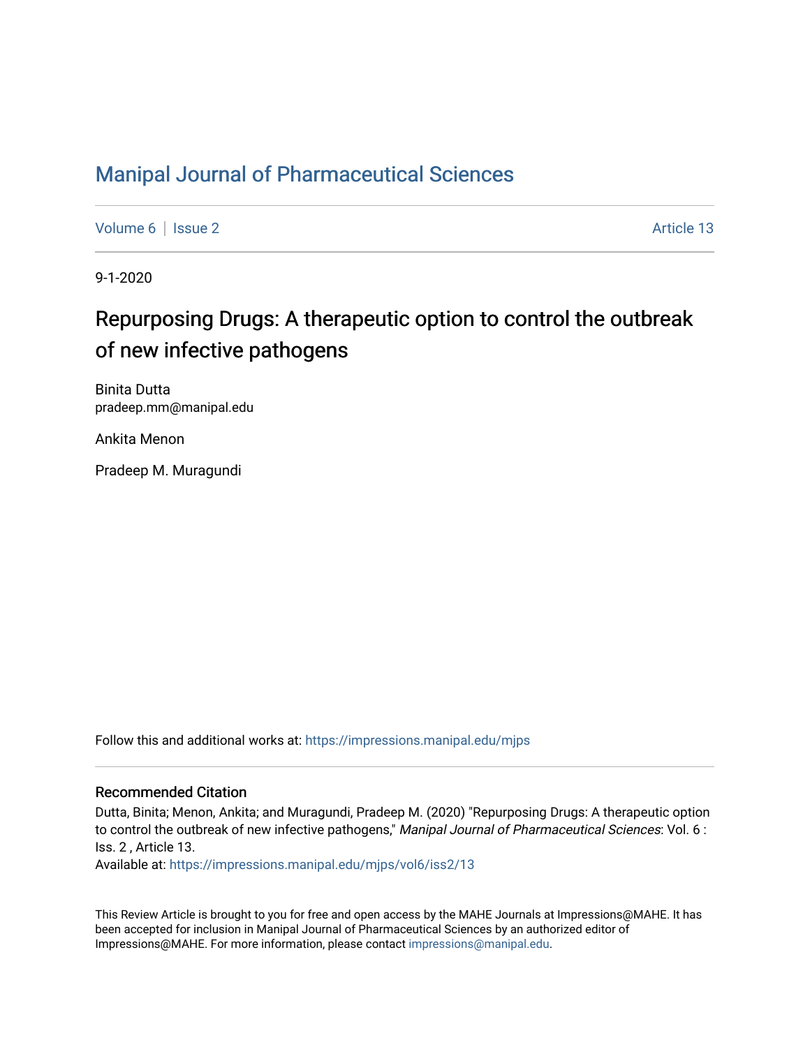# Manipal Journal of Pharmaceutical Sciences

Volume 6 | Issue 2 Article 13

9-1-2020

## Repurposing Drugs: A therapeutic option to control the outbreak of new infective pathogens

Binita Dutta
pradeep.mm@manipal.edu

Ankita Menon

Pradeep M. Muragundi

Follow this and additional works at: https://impressions.manipal.edu/mjps

### Recommended Citation

Dutta, Binita; Menon, Ankita; and Muragundi, Pradeep M. (2020) "Repurposing Drugs: A therapeutic option to control the outbreak of new infective pathogens," *Manipal Journal of Pharmaceutical Sciences*: Vol. 6 : Iss. 2 , Article 13.
Available at: https://impressions.manipal.edu/mjps/vol6/iss2/13

This Review Article is brought to you for free and open access by the MAHE Journals at Impressions@MAHE. It has been accepted for inclusion in Manipal Journal of Pharmaceutical Sciences by an authorized editor of Impressions@MAHE. For more information, please contact impressions@manipal.edu.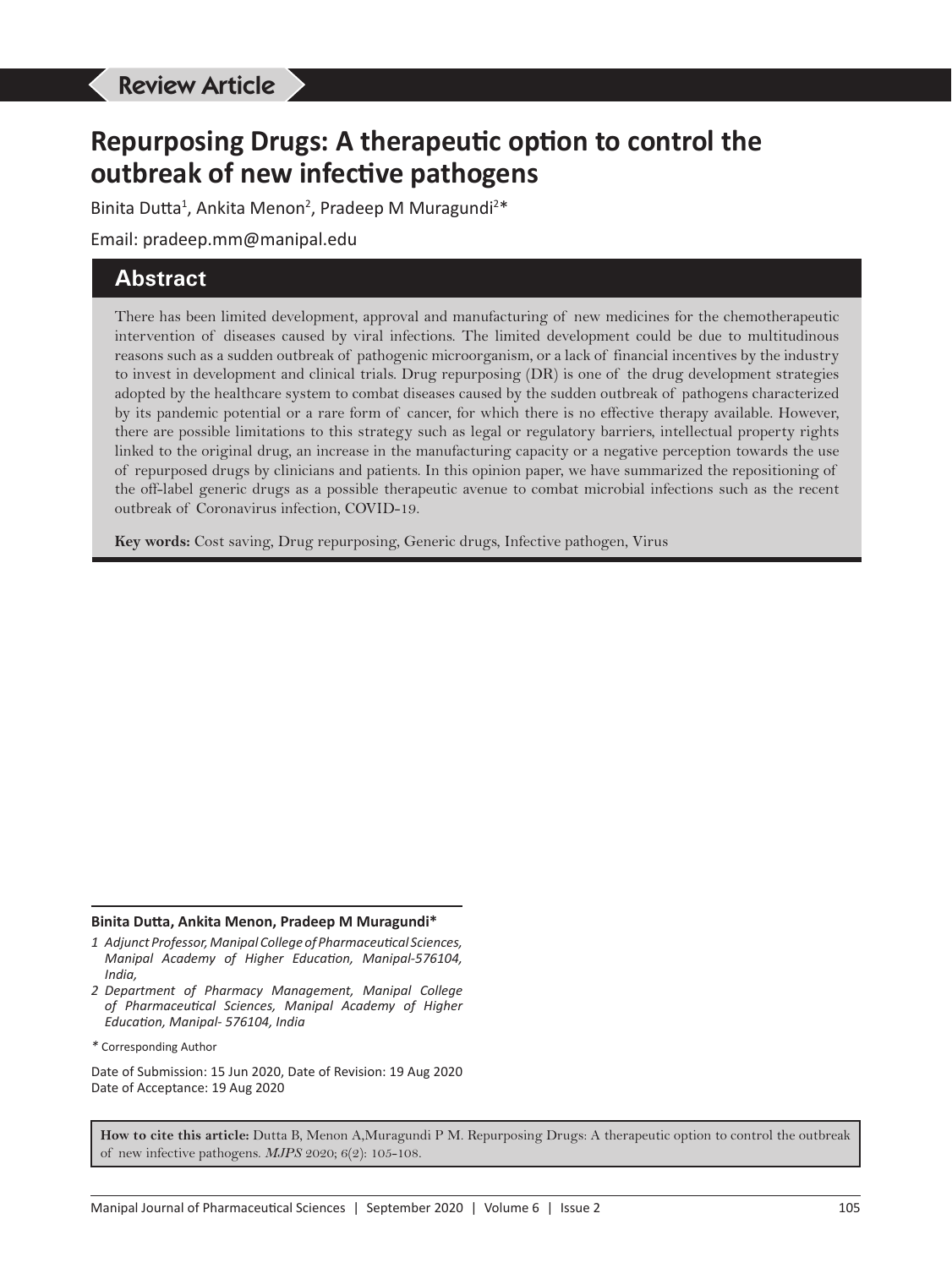Review Article

# Repurposing Drugs: A therapeutic option to control the outbreak of new infective pathogens

Binita Dutta[1], Ankita Menon[2], Pradeep M Muragundi[2]*

Email: pradeep.mm@manipal.edu

## Abstract

There has been limited development, approval and manufacturing of new medicines for the chemotherapeutic intervention of diseases caused by viral infections. The limited development could be due to multitudinous reasons such as a sudden outbreak of pathogenic microorganism, or a lack of financial incentives by the industry to invest in development and clinical trials. Drug repurposing (DR) is one of the drug development strategies adopted by the healthcare system to combat diseases caused by the sudden outbreak of pathogens characterized by its pandemic potential or a rare form of cancer, for which there is no effective therapy available. However, there are possible limitations to this strategy such as legal or regulatory barriers, intellectual property rights linked to the original drug, an increase in the manufacturing capacity or a negative perception towards the use of repurposed drugs by clinicians and patients. In this opinion paper, we have summarized the repositioning of the off-label generic drugs as a possible therapeutic avenue to combat microbial infections such as the recent outbreak of Coronavirus infection, COVID-19.

**Key words:** Cost saving, Drug repurposing, Generic drugs, Infective pathogen, Virus

**Binita Dutta, Ankita Menon, Pradeep M Muragundi***

*1 Adjunct Professor, Manipal College of Pharmaceutical Sciences, Manipal Academy of Higher Education, Manipal-576104, India,*

*2 Department of Pharmacy Management, Manipal College of Pharmaceutical Sciences, Manipal Academy of Higher Education, Manipal- 576104, India*

*\* Corresponding Author*

Date of Submission: 15 Jun 2020, Date of Revision: 19 Aug 2020
Date of Acceptance: 19 Aug 2020

**How to cite this article:** Dutta B, Menon A,Muragundi P M. Repurposing Drugs: A therapeutic option to control the outbreak of new infective pathogens. *MJPS* 2020; 6(2): 105-108.